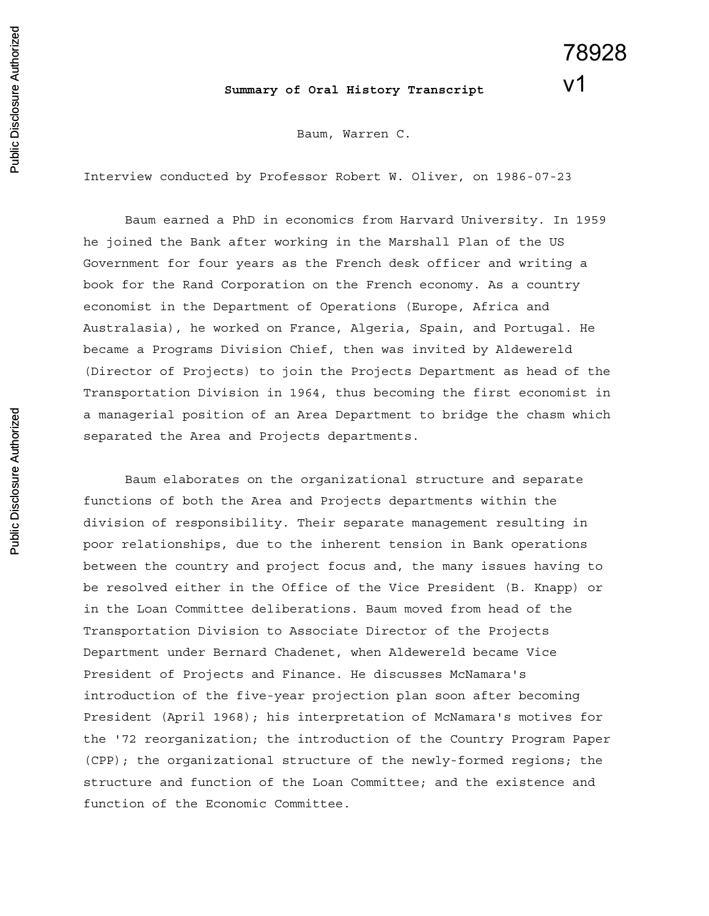78928 v1

**Summary of Oral History Transcript**

Baum, Warren C.

Interview conducted by Professor Robert W. Oliver, on 1986-07-23

Baum earned a PhD in economics from Harvard University. In 1959 he joined the Bank after working in the Marshall Plan of the US Government for four years as the French desk officer and writing a book for the Rand Corporation on the French economy. As a country economist in the Department of Operations (Europe, Africa and Australasia), he worked on France, Algeria, Spain, and Portugal. He became a Programs Division Chief, then was invited by Aldewereld (Director of Projects) to join the Projects Department as head of the Transportation Division in 1964, thus becoming the first economist in a managerial position of an Area Department to bridge the chasm which separated the Area and Projects departments.

Baum elaborates on the organizational structure and separate functions of both the Area and Projects departments within the division of responsibility. Their separate management resulting in poor relationships, due to the inherent tension in Bank operations between the country and project focus and, the many issues having to be resolved either in the Office of the Vice President (B. Knapp) or in the Loan Committee deliberations. Baum moved from head of the Transportation Division to Associate Director of the Projects Department under Bernard Chadenet, when Aldewereld became Vice President of Projects and Finance. He discusses McNamara's introduction of the five-year projection plan soon after becoming President (April 1968); his interpretation of McNamara's motives for the '72 reorganization; the introduction of the Country Program Paper (CPP); the organizational structure of the newly-formed regions; the structure and function of the Loan Committee; and the existence and function of the Economic Committee.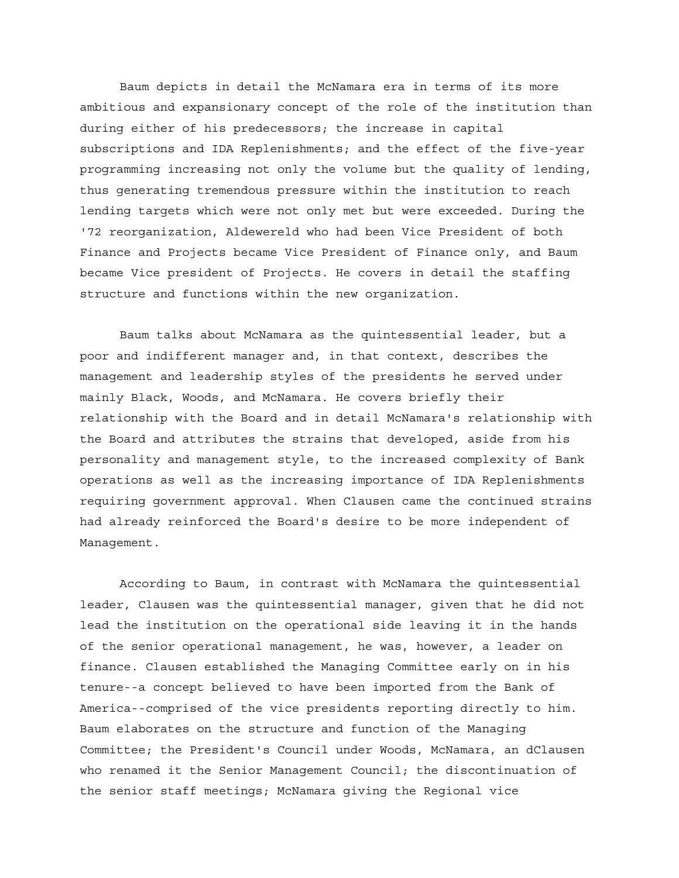Baum depicts in detail the McNamara era in terms of its more ambitious and expansionary concept of the role of the institution than during either of his predecessors; the increase in capital subscriptions and IDA Replenishments; and the effect of the five-year programming increasing not only the volume but the quality of lending, thus generating tremendous pressure within the institution to reach lending targets which were not only met but were exceeded. During the '72 reorganization, Aldewereld who had been Vice President of both Finance and Projects became Vice President of Finance only, and Baum became Vice president of Projects. He covers in detail the staffing structure and functions within the new organization.

Baum talks about McNamara as the quintessential leader, but a poor and indifferent manager and, in that context, describes the management and leadership styles of the presidents he served under mainly Black, Woods, and McNamara. He covers briefly their relationship with the Board and in detail McNamara's relationship with the Board and attributes the strains that developed, aside from his personality and management style, to the increased complexity of Bank operations as well as the increasing importance of IDA Replenishments requiring government approval. When Clausen came the continued strains had already reinforced the Board's desire to be more independent of Management.

According to Baum, in contrast with McNamara the quintessential leader, Clausen was the quintessential manager, given that he did not lead the institution on the operational side leaving it in the hands of the senior operational management, he was, however, a leader on finance. Clausen established the Managing Committee early on in his tenure--a concept believed to have been imported from the Bank of America--comprised of the vice presidents reporting directly to him. Baum elaborates on the structure and function of the Managing Committee; the President's Council under Woods, McNamara, an dClausen who renamed it the Senior Management Council; the discontinuation of the senior staff meetings; McNamara giving the Regional vice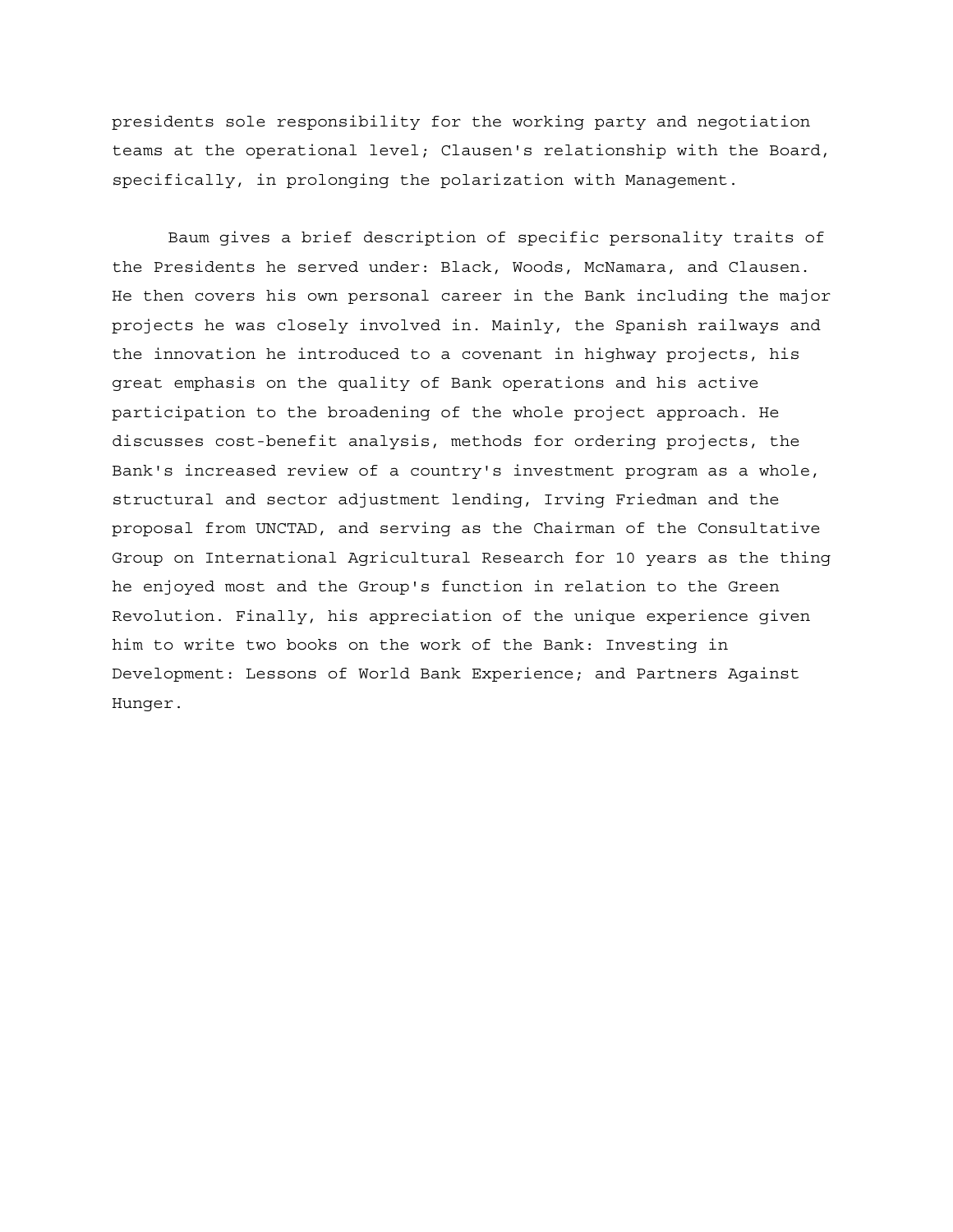presidents sole responsibility for the working party and negotiation teams at the operational level; Clausen's relationship with the Board, specifically, in prolonging the polarization with Management.

Baum gives a brief description of specific personality traits of the Presidents he served under: Black, Woods, McNamara, and Clausen. He then covers his own personal career in the Bank including the major projects he was closely involved in. Mainly, the Spanish railways and the innovation he introduced to a covenant in highway projects, his great emphasis on the quality of Bank operations and his active participation to the broadening of the whole project approach. He discusses cost-benefit analysis, methods for ordering projects, the Bank's increased review of a country's investment program as a whole, structural and sector adjustment lending, Irving Friedman and the proposal from UNCTAD, and serving as the Chairman of the Consultative Group on International Agricultural Research for 10 years as the thing he enjoyed most and the Group's function in relation to the Green Revolution. Finally, his appreciation of the unique experience given him to write two books on the work of the Bank: Investing in Development: Lessons of World Bank Experience; and Partners Against Hunger.